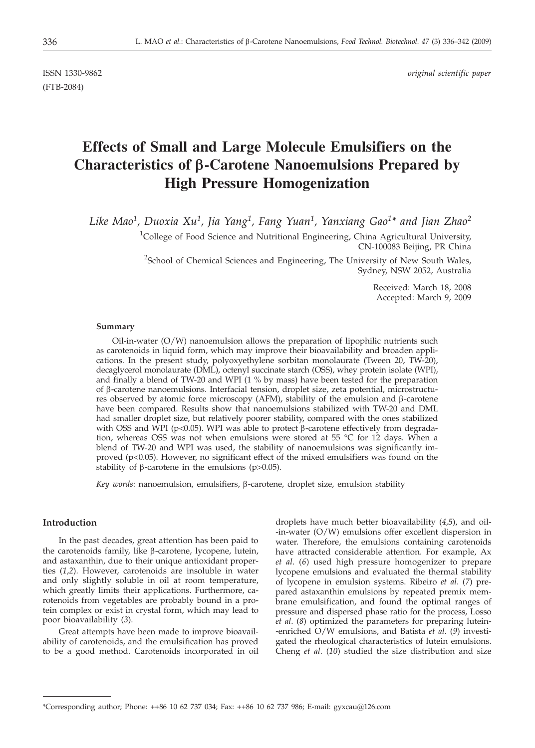ISSN 1330-9862 *original scientific paper*

(FTB-2084)

# Effects of Small and Large Molecule Emulsifiers on the Characteristics of β-Carotene Nanoemulsions Prepared by High Pressure Homogenization

*Like Mao[1], Duoxia Xu[1], Jia Yang[1], Fang Yuan[1], Yanxiang Gao[1]\* and Jian Zhao[2]*

[1]College of Food Science and Nutritional Engineering, China Agricultural University, CN-100083 Beijing, PR China

[2]School of Chemical Sciences and Engineering, The University of New South Wales, Sydney, NSW 2052, Australia

Received: March 18, 2008
Accepted: March 9, 2009

**Summary**

Oil-in-water (O/W) nanoemulsion allows the preparation of lipophilic nutrients such as carotenoids in liquid form, which may improve their bioavailability and broaden applications. In the present study, polyoxyethylene sorbitan monolaurate (Tween 20, TW-20), decaglycerol monolaurate (DML), octenyl succinate starch (OSS), whey protein isolate (WPI), and finally a blend of TW-20 and WPI (1 % by mass) have been tested for the preparation of β-carotene nanoemulsions. Interfacial tension, droplet size, zeta potential, microstructures observed by atomic force microscopy (AFM), stability of the emulsion and β-carotene have been compared. Results show that nanoemulsions stabilized with TW-20 and DML had smaller droplet size, but relatively poorer stability, compared with the ones stabilized with OSS and WPI ($p<0.05$). WPI was able to protect β-carotene effectively from degradation, whereas OSS was not when emulsions were stored at 55 °C for 12 days. When a blend of TW-20 and WPI was used, the stability of nanoemulsions was significantly improved ($p<0.05$). However, no significant effect of the mixed emulsifiers was found on the stability of β-carotene in the emulsions ($p>0.05$).

*Key words*: nanoemulsion, emulsifiers, β-carotene, droplet size, emulsion stability

## Introduction

In the past decades, great attention has been paid to the carotenoids family, like β-carotene, lycopene, lutein, and astaxanthin, due to their unique antioxidant properties (*1,2*). However, carotenoids are insoluble in water and only slightly soluble in oil at room temperature, which greatly limits their applications. Furthermore, carotenoids from vegetables are probably bound in a protein complex or exist in crystal form, which may lead to poor bioavailability (*3*).

Great attempts have been made to improve bioavailability of carotenoids, and the emulsification has proved to be a good method. Carotenoids incorporated in oil droplets have much better bioavailability (*4,5*), and oil-in-water (O/W) emulsions offer excellent dispersion in water. Therefore, the emulsions containing carotenoids have attracted considerable attention. For example, Ax *et al*. (*6*) used high pressure homogenizer to prepare lycopene emulsions and evaluated the thermal stability of lycopene in emulsion systems. Ribeiro *et al*. (*7*) prepared astaxanthin emulsions by repeated premix membrane emulsification, and found the optimal ranges of pressure and dispersed phase ratio for the process, Losso *et al*. (*8*) optimized the parameters for preparing lutein-enriched O/W emulsions, and Batista *et al*. (*9*) investigated the rheological characteristics of lutein emulsions. Cheng *et al*. (*10*) studied the size distribution and size

\*Corresponding author; Phone: ++86 10 62 737 034; Fax: ++86 10 62 737 986; E-mail: gyxcau@126.com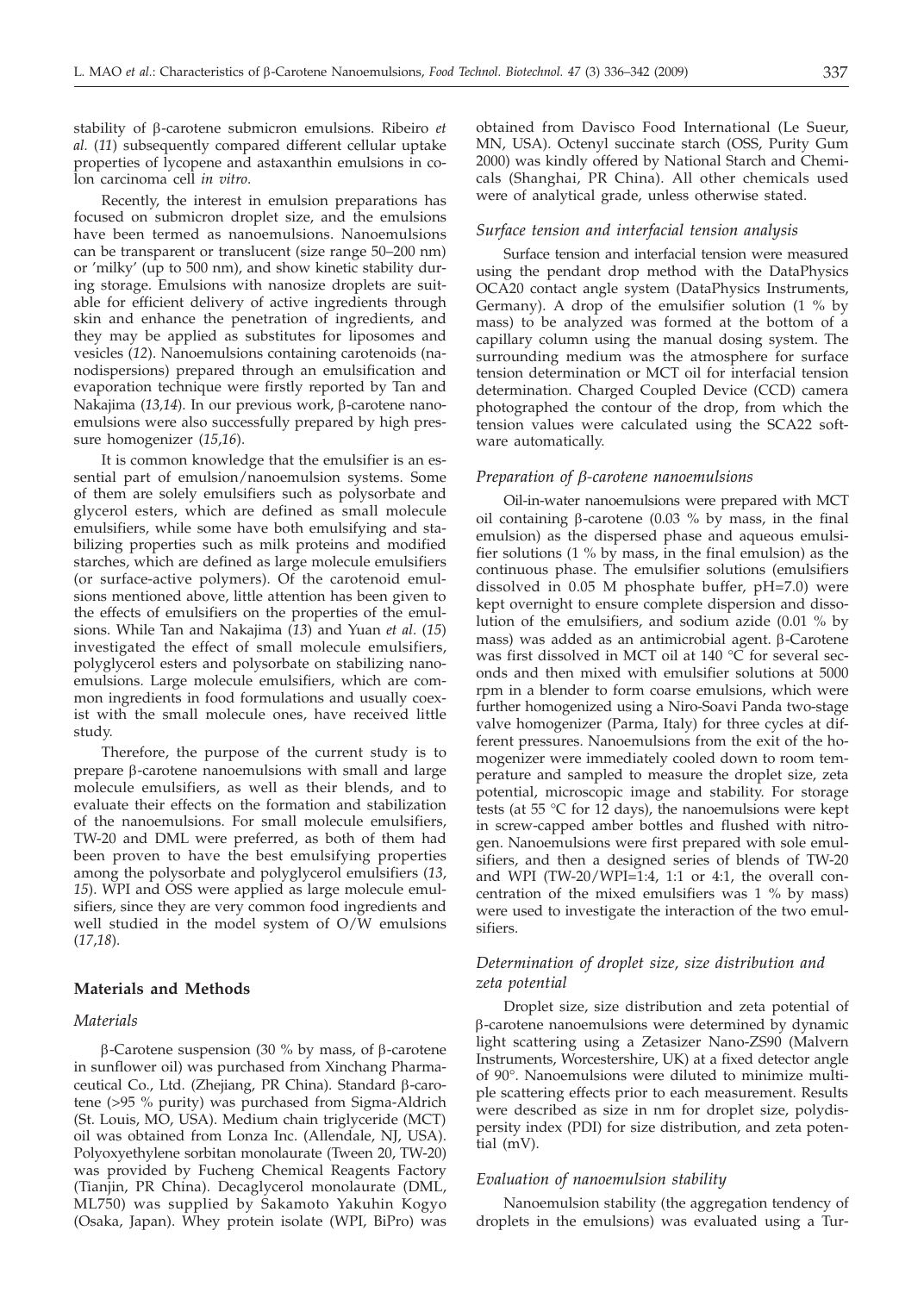stability of β-carotene submicron emulsions. Ribeiro *et al.* (*11*) subsequently compared different cellular uptake properties of lycopene and astaxanthin emulsions in colon carcinoma cell *in vitro*.

Recently, the interest in emulsion preparations has focused on submicron droplet size, and the emulsions have been termed as nanoemulsions. Nanoemulsions can be transparent or translucent (size range 50–200 nm) or 'milky' (up to 500 nm), and show kinetic stability during storage. Emulsions with nanosize droplets are suitable for efficient delivery of active ingredients through skin and enhance the penetration of ingredients, and they may be applied as substitutes for liposomes and vesicles (*12*). Nanoemulsions containing carotenoids (nanodispersions) prepared through an emulsification and evaporation technique were firstly reported by Tan and Nakajima (*13,14*). In our previous work, β-carotene nanoemulsions were also successfully prepared by high pressure homogenizer (*15,16*).

It is common knowledge that the emulsifier is an essential part of emulsion/nanoemulsion systems. Some of them are solely emulsifiers such as polysorbate and glycerol esters, which are defined as small molecule emulsifiers, while some have both emulsifying and stabilizing properties such as milk proteins and modified starches, which are defined as large molecule emulsifiers (or surface-active polymers). Of the carotenoid emulsions mentioned above, little attention has been given to the effects of emulsifiers on the properties of the emulsions. While Tan and Nakajima (*13*) and Yuan *et al.* (*15*) investigated the effect of small molecule emulsifiers, polyglycerol esters and polysorbate on stabilizing nanoemulsions. Large molecule emulsifiers, which are common ingredients in food formulations and usually coexist with the small molecule ones, have received little study.

Therefore, the purpose of the current study is to prepare β-carotene nanoemulsions with small and large molecule emulsifiers, as well as their blends, and to evaluate their effects on the formation and stabilization of the nanoemulsions. For small molecule emulsifiers, TW-20 and DML were preferred, as both of them had been proven to have the best emulsifying properties among the polysorbate and polyglycerol emulsifiers (*13, 15*). WPI and OSS were applied as large molecule emulsifiers, since they are very common food ingredients and well studied in the model system of O/W emulsions (*17,18*).

## Materials and Methods

### *Materials*

β-Carotene suspension (30 % by mass, of β-carotene in sunflower oil) was purchased from Xinchang Pharmaceutical Co., Ltd. (Zhejiang, PR China). Standard β-carotene (>95 % purity) was purchased from Sigma-Aldrich (St. Louis, MO, USA). Medium chain triglyceride (MCT) oil was obtained from Lonza Inc. (Allendale, NJ, USA). Polyoxyethylene sorbitan monolaurate (Tween 20, TW-20) was provided by Fucheng Chemical Reagents Factory (Tianjin, PR China). Decaglycerol monolaurate (DML, ML750) was supplied by Sakamoto Yakuhin Kogyo (Osaka, Japan). Whey protein isolate (WPI, BiPro) was obtained from Davisco Food International (Le Sueur, MN, USA). Octenyl succinate starch (OSS, Purity Gum 2000) was kindly offered by National Starch and Chemicals (Shanghai, PR China). All other chemicals used were of analytical grade, unless otherwise stated.

### *Surface tension and interfacial tension analysis*

Surface tension and interfacial tension were measured using the pendant drop method with the DataPhysics OCA20 contact angle system (DataPhysics Instruments, Germany). A drop of the emulsifier solution (1 % by mass) to be analyzed was formed at the bottom of a capillary column using the manual dosing system. The surrounding medium was the atmosphere for surface tension determination or MCT oil for interfacial tension determination. Charged Coupled Device (CCD) camera photographed the contour of the drop, from which the tension values were calculated using the SCA22 software automatically.

### *Preparation of β-carotene nanoemulsions*

Oil-in-water nanoemulsions were prepared with MCT oil containing β-carotene (0.03 % by mass, in the final emulsion) as the dispersed phase and aqueous emulsifier solutions (1 % by mass, in the final emulsion) as the continuous phase. The emulsifier solutions (emulsifiers dissolved in 0.05 M phosphate buffer, pH=7.0) were kept overnight to ensure complete dispersion and dissolution of the emulsifiers, and sodium azide (0.01 % by mass) was added as an antimicrobial agent. β-Carotene was first dissolved in MCT oil at 140 °C for several seconds and then mixed with emulsifier solutions at 5000 rpm in a blender to form coarse emulsions, which were further homogenized using a Niro-Soavi Panda two-stage valve homogenizer (Parma, Italy) for three cycles at different pressures. Nanoemulsions from the exit of the homogenizer were immediately cooled down to room temperature and sampled to measure the droplet size, zeta potential, microscopic image and stability. For storage tests (at 55 °C for 12 days), the nanoemulsions were kept in screw-capped amber bottles and flushed with nitrogen. Nanoemulsions were first prepared with sole emulsifiers, and then a designed series of blends of TW-20 and WPI (TW-20/WPI=1:4, 1:1 or 4:1, the overall concentration of the mixed emulsifiers was 1 % by mass) were used to investigate the interaction of the two emulsifiers.

### *Determination of droplet size, size distribution and zeta potential*

Droplet size, size distribution and zeta potential of β-carotene nanoemulsions were determined by dynamic light scattering using a Zetasizer Nano-ZS90 (Malvern Instruments, Worcestershire, UK) at a fixed detector angle of 90°. Nanoemulsions were diluted to minimize multiple scattering effects prior to each measurement. Results were described as size in nm for droplet size, polydispersity index (PDI) for size distribution, and zeta potential (mV).

### *Evaluation of nanoemulsion stability*

Nanoemulsion stability (the aggregation tendency of droplets in the emulsions) was evaluated using a Tur-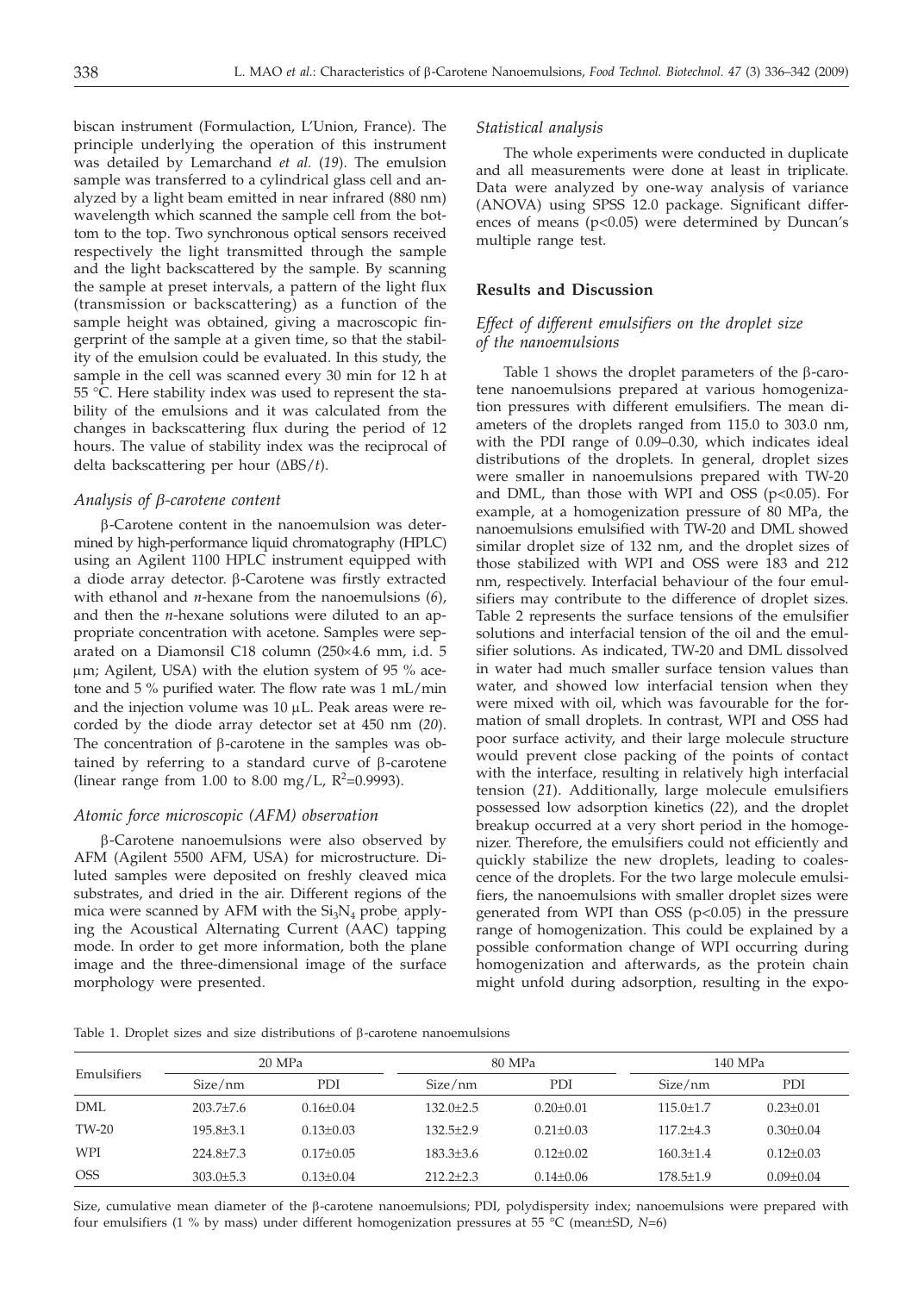biscan instrument (Formulaction, L'Union, France). The principle underlying the operation of this instrument was detailed by Lemarchand *et al.* (*19*). The emulsion sample was transferred to a cylindrical glass cell and analyzed by a light beam emitted in near infrared (880 nm) wavelength which scanned the sample cell from the bottom to the top. Two synchronous optical sensors received respectively the light transmitted through the sample and the light backscattered by the sample. By scanning the sample at preset intervals, a pattern of the light flux (transmission or backscattering) as a function of the sample height was obtained, giving a macroscopic fingerprint of the sample at a given time, so that the stability of the emulsion could be evaluated. In this study, the sample in the cell was scanned every 30 min for 12 h at 55 °C. Here stability index was used to represent the stability of the emulsions and it was calculated from the changes in backscattering flux during the period of 12 hours. The value of stability index was the reciprocal of delta backscattering per hour ($\Delta BS/t$).

### *Analysis of β-carotene content*

β-Carotene content in the nanoemulsion was determined by high-performance liquid chromatography (HPLC) using an Agilent 1100 HPLC instrument equipped with a diode array detector. β-Carotene was firstly extracted with ethanol and *n*-hexane from the nanoemulsions (*6*), and then the *n*-hexane solutions were diluted to an appropriate concentration with acetone. Samples were separated on a Diamonsil C18 column (250×4.6 mm, i.d. 5 μm; Agilent, USA) with the elution system of 95 % acetone and 5 % purified water. The flow rate was 1 mL/min and the injection volume was 10 μL. Peak areas were recorded by the diode array detector set at 450 nm (*20*). The concentration of β-carotene in the samples was obtained by referring to a standard curve of β-carotene (linear range from 1.00 to 8.00 mg/L, $R^2$=0.9993).

### *Atomic force microscopic (AFM) observation*

β-Carotene nanoemulsions were also observed by AFM (Agilent 5500 AFM, USA) for microstructure. Diluted samples were deposited on freshly cleaved mica substrates, and dried in the air. Different regions of the mica were scanned by AFM with the $Si_3N_4$ probe, applying the Acoustical Alternating Current (AAC) tapping mode. In order to get more information, both the plane image and the three-dimensional image of the surface morphology were presented.

### *Statistical analysis*

The whole experiments were conducted in duplicate and all measurements were done at least in triplicate. Data were analyzed by one-way analysis of variance (ANOVA) using SPSS 12.0 package. Significant differences of means ($p<0.05$) were determined by Duncan's multiple range test.

## Results and Discussion

### *Effect of different emulsifiers on the droplet size of the nanoemulsions*

Table 1 shows the droplet parameters of the β-carotene nanoemulsions prepared at various homogenization pressures with different emulsifiers. The mean diameters of the droplets ranged from 115.0 to 303.0 nm, with the PDI range of 0.09–0.30, which indicates ideal distributions of the droplets. In general, droplet sizes were smaller in nanoemulsions prepared with TW-20 and DML, than those with WPI and OSS ($p<0.05$). For example, at a homogenization pressure of 80 MPa, the nanoemulsions emulsified with TW-20 and DML showed similar droplet size of 132 nm, and the droplet sizes of those stabilized with WPI and OSS were 183 and 212 nm, respectively. Interfacial behaviour of the four emulsifiers may contribute to the difference of droplet sizes. Table 2 represents the surface tensions of the emulsifier solutions and interfacial tension of the oil and the emulsifier solutions. As indicated, TW-20 and DML dissolved in water had much smaller surface tension values than water, and showed low interfacial tension when they were mixed with oil, which was favourable for the formation of small droplets. In contrast, WPI and OSS had poor surface activity, and their large molecule structure would prevent close packing of the points of contact with the interface, resulting in relatively high interfacial tension (*21*). Additionally, large molecule emulsifiers possessed low adsorption kinetics (*22*), and the droplet breakup occurred at a very short period in the homogenizer. Therefore, the emulsifiers could not efficiently and quickly stabilize the new droplets, leading to coalescence of the droplets. For the two large molecule emulsifiers, the nanoemulsions with smaller droplet sizes were generated from WPI than OSS ($p<0.05$) in the pressure range of homogenization. This could be explained by a possible conformation change of WPI occurring during homogenization and afterwards, as the protein chain might unfold during adsorption, resulting in the expo-

Table 1. Droplet sizes and size distributions of β-carotene nanoemulsions

| Emulsifiers | 20 MPa | | 80 MPa | | 140 MPa | |
|---|---|---|---|---|---|---|
| | Size/nm | PDI | Size/nm | PDI | Size/nm | PDI |
| DML | 203.7±7.6 | 0.16±0.04 | 132.0±2.5 | 0.20±0.01 | 115.0±1.7 | 0.23±0.01 |
| TW-20 | 195.8±3.1 | 0.13±0.03 | 132.5±2.9 | 0.21±0.03 | 117.2±4.3 | 0.30±0.04 |
| WPI | 224.8±7.3 | 0.17±0.05 | 183.3±3.6 | 0.12±0.02 | 160.3±1.4 | 0.12±0.03 |
| OSS | 303.0±5.3 | 0.13±0.04 | 212.2±2.3 | 0.14±0.06 | 178.5±1.9 | 0.09±0.04 |

Size, cumulative mean diameter of the β-carotene nanoemulsions; PDI, polydispersity index; nanoemulsions were prepared with four emulsifiers (1 % by mass) under different homogenization pressures at 55 °C (mean±SD, *N*=6)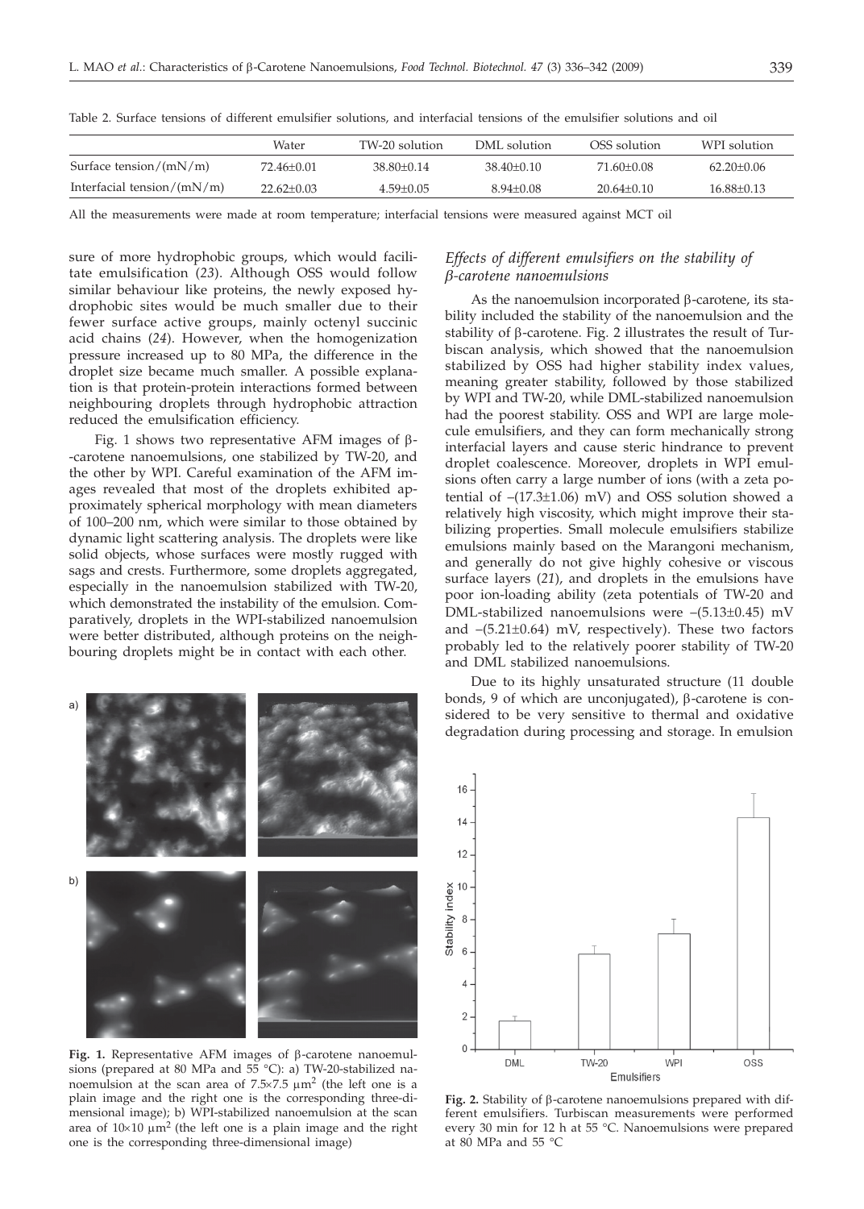Table 2. Surface tensions of different emulsifier solutions, and interfacial tensions of the emulsifier solutions and oil

| | Water | TW-20 solution | DML solution | OSS solution | WPI solution |
|---|---|---|---|---|---|
| Surface tension/(mN/m) | 72.46±0.01 | 38.80±0.14 | 38.40±0.10 | 71.60±0.08 | 62.20±0.06 |
| Interfacial tension/(mN/m) | 22.62±0.03 | 4.59±0.05 | 8.94±0.08 | 20.64±0.10 | 16.88±0.13 |

All the measurements were made at room temperature; interfacial tensions were measured against MCT oil

sure of more hydrophobic groups, which would facilitate emulsification (*23*). Although OSS would follow similar behaviour like proteins, the newly exposed hydrophobic sites would be much smaller due to their fewer surface active groups, mainly octenyl succinic acid chains (*24*). However, when the homogenization pressure increased up to 80 MPa, the difference in the droplet size became much smaller. A possible explanation is that protein-protein interactions formed between neighbouring droplets through hydrophobic attraction reduced the emulsification efficiency.

Fig. 1 shows two representative AFM images of β-carotene nanoemulsions, one stabilized by TW-20, and the other by WPI. Careful examination of the AFM images revealed that most of the droplets exhibited approximately spherical morphology with mean diameters of 100–200 nm, which were similar to those obtained by dynamic light scattering analysis. The droplets were like solid objects, whose surfaces were mostly rugged with sags and crests. Furthermore, some droplets aggregated, especially in the nanoemulsion stabilized with TW-20, which demonstrated the instability of the emulsion. Comparatively, droplets in the WPI-stabilized nanoemulsion were better distributed, although proteins on the neighbouring droplets might be in contact with each other.

**Fig. 1.** Representative AFM images of β-carotene nanoemulsions (prepared at 80 MPa and 55 °C): a) TW-20-stabilized nanoemulsion at the scan area of 7.5×7.5 μm$^2$ (the left one is a plain image and the right one is the corresponding three-dimensional image); b) WPI-stabilized nanoemulsion at the scan area of 10×10 μm$^2$ (the left one is a plain image and the right one is the corresponding three-dimensional image)

### *Effects of different emulsifiers on the stability of β-carotene nanoemulsions*

As the nanoemulsion incorporated β-carotene, its stability included the stability of the nanoemulsion and the stability of β-carotene. Fig. 2 illustrates the result of Turbiscan analysis, which showed that the nanoemulsion stabilized by OSS had higher stability index values, meaning greater stability, followed by those stabilized by WPI and TW-20, while DML-stabilized nanoemulsion had the poorest stability. OSS and WPI are large molecule emulsifiers, and they can form mechanically strong interfacial layers and cause steric hindrance to prevent droplet coalescence. Moreover, droplets in WPI emulsions often carry a large number of ions (with a zeta potential of –(17.3±1.06) mV) and OSS solution showed a relatively high viscosity, which might improve their stabilizing properties. Small molecule emulsifiers stabilize emulsions mainly based on the Marangoni mechanism, and generally do not give highly cohesive or viscous surface layers (*21*), and droplets in the emulsions have poor ion-loading ability (zeta potentials of TW-20 and DML-stabilized nanoemulsions were –(5.13±0.45) mV and –(5.21±0.64) mV, respectively). These two factors probably led to the relatively poorer stability of TW-20 and DML stabilized nanoemulsions.

Due to its highly unsaturated structure (11 double bonds, 9 of which are unconjugated), β-carotene is considered to be very sensitive to thermal and oxidative degradation during processing and storage. In emulsion

**Fig. 2.** Stability of β-carotene nanoemulsions prepared with different emulsifiers. Turbiscan measurements were performed every 30 min for 12 h at 55 °C. Nanoemulsions were prepared at 80 MPa and 55 °C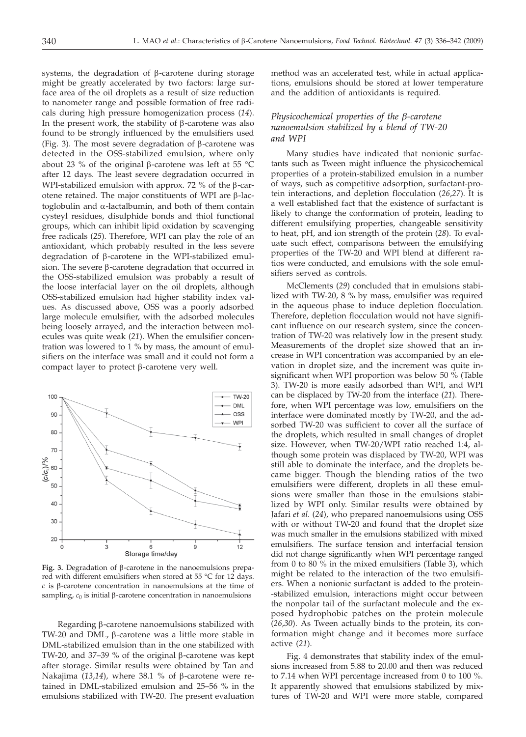systems, the degradation of β-carotene during storage might be greatly accelerated by two factors: large surface area of the oil droplets as a result of size reduction to nanometer range and possible formation of free radicals during high pressure homogenization process (*14*). In the present work, the stability of β-carotene was also found to be strongly influenced by the emulsifiers used (Fig. 3). The most severe degradation of β-carotene was detected in the OSS-stabilized emulsion, where only about 23 % of the original β-carotene was left at 55 °C after 12 days. The least severe degradation occurred in WPI-stabilized emulsion with approx. 72 % of the β-carotene retained. The major constituents of WPI are β-lactoglobulin and α-lactalbumin, and both of them contain cysteyl residues, disulphide bonds and thiol functional groups, which can inhibit lipid oxidation by scavenging free radicals (*25*). Therefore, WPI can play the role of an antioxidant, which probably resulted in the less severe degradation of β-carotene in the WPI-stabilized emulsion. The severe β-carotene degradation that occurred in the OSS-stabilized emulsion was probably a result of the loose interfacial layer on the oil droplets, although OSS-stabilized emulsion had higher stability index values. As discussed above, OSS was a poorly adsorbed large molecule emulsifier, with the adsorbed molecules being loosely arrayed, and the interaction between molecules was quite weak (*21*). When the emulsifier concentration was lowered to 1 % by mass, the amount of emulsifiers on the interface was small and it could not form a compact layer to protect β-carotene very well.

**Fig. 3.** Degradation of β-carotene in the nanoemulsions prepared with different emulsifiers when stored at 55 °C for 12 days. $c$ is β-carotene concentration in nanoemulsions at the time of sampling, $c_0$ is initial β-carotene concentration in nanoemulsions

Regarding β-carotene nanoemulsions stabilized with TW-20 and DML, β-carotene was a little more stable in DML-stabilized emulsion than in the one stabilized with TW-20, and 37–39 % of the original β-carotene was kept after storage. Similar results were obtained by Tan and Nakajima (*13,14*), where 38.1 % of β-carotene were retained in DML-stabilized emulsion and 25–56 % in the emulsions stabilized with TW-20. The present evaluation method was an accelerated test, while in actual applications, emulsions should be stored at lower temperature and the addition of antioxidants is required.

### *Physicochemical properties of the β-carotene nanoemulsion stabilized by a blend of TW-20 and WPI*

Many studies have indicated that nonionic surfactants such as Tween might influence the physicochemical properties of a protein-stabilized emulsion in a number of ways, such as competitive adsorption, surfactant-protein interactions, and depletion flocculation (*26,27*). It is a well established fact that the existence of surfactant is likely to change the conformation of protein, leading to different emulsifying properties, changeable sensitivity to heat, pH, and ion strength of the protein (*28*). To evaluate such effect, comparisons between the emulsifying properties of the TW-20 and WPI blend at different ratios were conducted, and emulsions with the sole emulsifiers served as controls.

McClements (*29*) concluded that in emulsions stabilized with TW-20, 8 % by mass, emulsifier was required in the aqueous phase to induce depletion flocculation. Therefore, depletion flocculation would not have significant influence on our research system, since the concentration of TW-20 was relatively low in the present study. Measurements of the droplet size showed that an increase in WPI concentration was accompanied by an elevation in droplet size, and the increment was quite insignificant when WPI proportion was below 50 % (Table 3). TW-20 is more easily adsorbed than WPI, and WPI can be displaced by TW-20 from the interface (*21*). Therefore, when WPI percentage was low, emulsifiers on the interface were dominated mostly by TW-20, and the adsorbed TW-20 was sufficient to cover all the surface of the droplets, which resulted in small changes of droplet size. However, when TW-20/WPI ratio reached 1:4, although some protein was displaced by TW-20, WPI was still able to dominate the interface, and the droplets became bigger. Though the blending ratios of the two emulsifiers were different, droplets in all these emulsions were smaller than those in the emulsions stabilized by WPI only. Similar results were obtained by Jafari *et al.* (*24*), who prepared nanoemulsions using OSS with or without TW-20 and found that the droplet size was much smaller in the emulsions stabilized with mixed emulsifiers. The surface tension and interfacial tension did not change significantly when WPI percentage ranged from 0 to 80 % in the mixed emulsifiers (Table 3), which might be related to the interaction of the two emulsifiers. When a nonionic surfactant is added to the protein-stabilized emulsion, interactions might occur between the nonpolar tail of the surfactant molecule and the exposed hydrophobic patches on the protein molecule (*26,30*). As Tween actually binds to the protein, its conformation might change and it becomes more surface active (*21*).

Fig. 4 demonstrates that stability index of the emulsions increased from 5.88 to 20.00 and then was reduced to 7.14 when WPI percentage increased from 0 to 100 %. It apparently showed that emulsions stabilized by mixtures of TW-20 and WPI were more stable, compared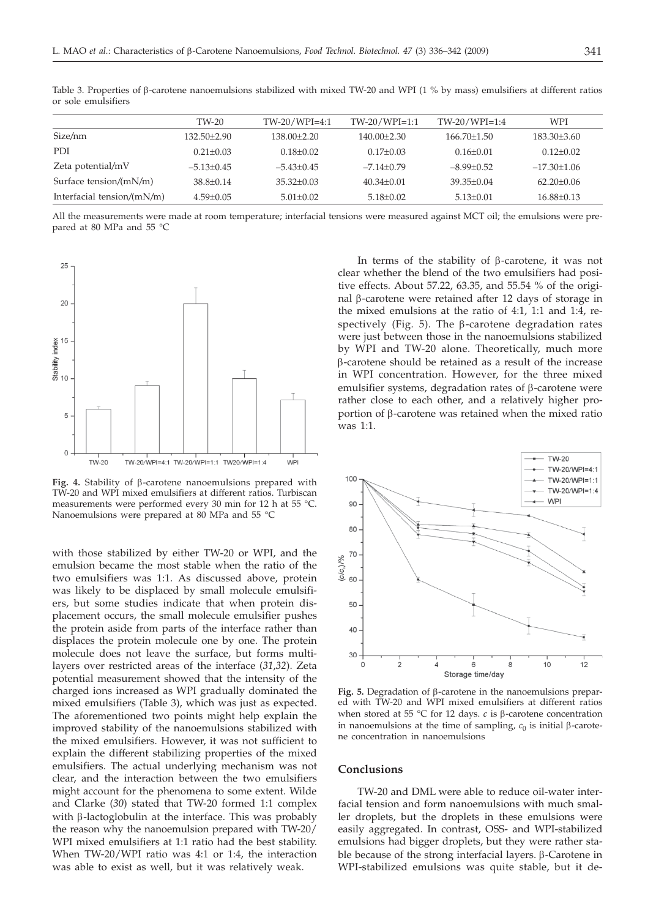Table 3. Properties of β-carotene nanoemulsions stabilized with mixed TW-20 and WPI (1 % by mass) emulsifiers at different ratios or sole emulsifiers

| | TW-20 | TW-20/WPI=4:1 | TW-20/WPI=1:1 | TW-20/WPI=1:4 | WPI |
|---|---|---|---|---|---|
| Size/nm | 132.50±2.90 | 138.00±2.20 | 140.00±2.30 | 166.70±1.50 | 183.30±3.60 |
| PDI | 0.21±0.03 | 0.18±0.02 | 0.17±0.03 | 0.16±0.01 | 0.12±0.02 |
| Zeta potential/mV | –5.13±0.45 | –5.43±0.45 | –7.14±0.79 | –8.99±0.52 | –17.30±1.06 |
| Surface tension/(mN/m) | 38.8±0.14 | 35.32±0.03 | 40.34±0.01 | 39.35±0.04 | 62.20±0.06 |
| Interfacial tension/(mN/m) | 4.59±0.05 | 5.01±0.02 | 5.18±0.02 | 5.13±0.01 | 16.88±0.13 |

All the measurements were made at room temperature; interfacial tensions were measured against MCT oil; the emulsions were prepared at 80 MPa and 55 °C

**Fig. 4.** Stability of β-carotene nanoemulsions prepared with TW-20 and WPI mixed emulsifiers at different ratios. Turbiscan measurements were performed every 30 min for 12 h at 55 °C. Nanoemulsions were prepared at 80 MPa and 55 °C

with those stabilized by either TW-20 or WPI, and the emulsion became the most stable when the ratio of the two emulsifiers was 1:1. As discussed above, protein was likely to be displaced by small molecule emulsifiers, but some studies indicate that when protein displacement occurs, the small molecule emulsifier pushes the protein aside from parts of the interface rather than displaces the protein molecule one by one. The protein molecule does not leave the surface, but forms multilayers over restricted areas of the interface (*31,32*). Zeta potential measurement showed that the intensity of the charged ions increased as WPI gradually dominated the mixed emulsifiers (Table 3), which was just as expected. The aforementioned two points might help explain the improved stability of the nanoemulsions stabilized with the mixed emulsifiers. However, it was not sufficient to explain the different stabilizing properties of the mixed emulsifiers. The actual underlying mechanism was not clear, and the interaction between the two emulsifiers might account for the phenomena to some extent. Wilde and Clarke (*30*) stated that TW-20 formed 1:1 complex with β-lactoglobulin at the interface. This was probably the reason why the nanoemulsion prepared with TW-20/WPI mixed emulsifiers at 1:1 ratio had the best stability. When TW-20/WPI ratio was 4:1 or 1:4, the interaction was able to exist as well, but it was relatively weak.

In terms of the stability of β-carotene, it was not clear whether the blend of the two emulsifiers had positive effects. About 57.22, 63.35, and 55.54 % of the original β-carotene were retained after 12 days of storage in the mixed emulsions at the ratio of 4:1, 1:1 and 1:4, respectively (Fig. 5). The β-carotene degradation rates were just between those in the nanoemulsions stabilized by WPI and TW-20 alone. Theoretically, much more β-carotene should be retained as a result of the increase in WPI concentration. However, for the three mixed emulsifier systems, degradation rates of β-carotene were rather close to each other, and a relatively higher proportion of β-carotene was retained when the mixed ratio was 1:1.

**Fig. 5.** Degradation of β-carotene in the nanoemulsions prepared with TW-20 and WPI mixed emulsifiers at different ratios when stored at 55 °C for 12 days. $c$ is β-carotene concentration in nanoemulsions at the time of sampling, $c_0$ is initial β-carotene concentration in nanoemulsions

## Conclusions

TW-20 and DML were able to reduce oil-water interfacial tension and form nanoemulsions with much smaller droplets, but the droplets in these emulsions were easily aggregated. In contrast, OSS- and WPI-stabilized emulsions had bigger droplets, but they were rather stable because of the strong interfacial layers. β-Carotene in WPI-stabilized emulsions was quite stable, but it de-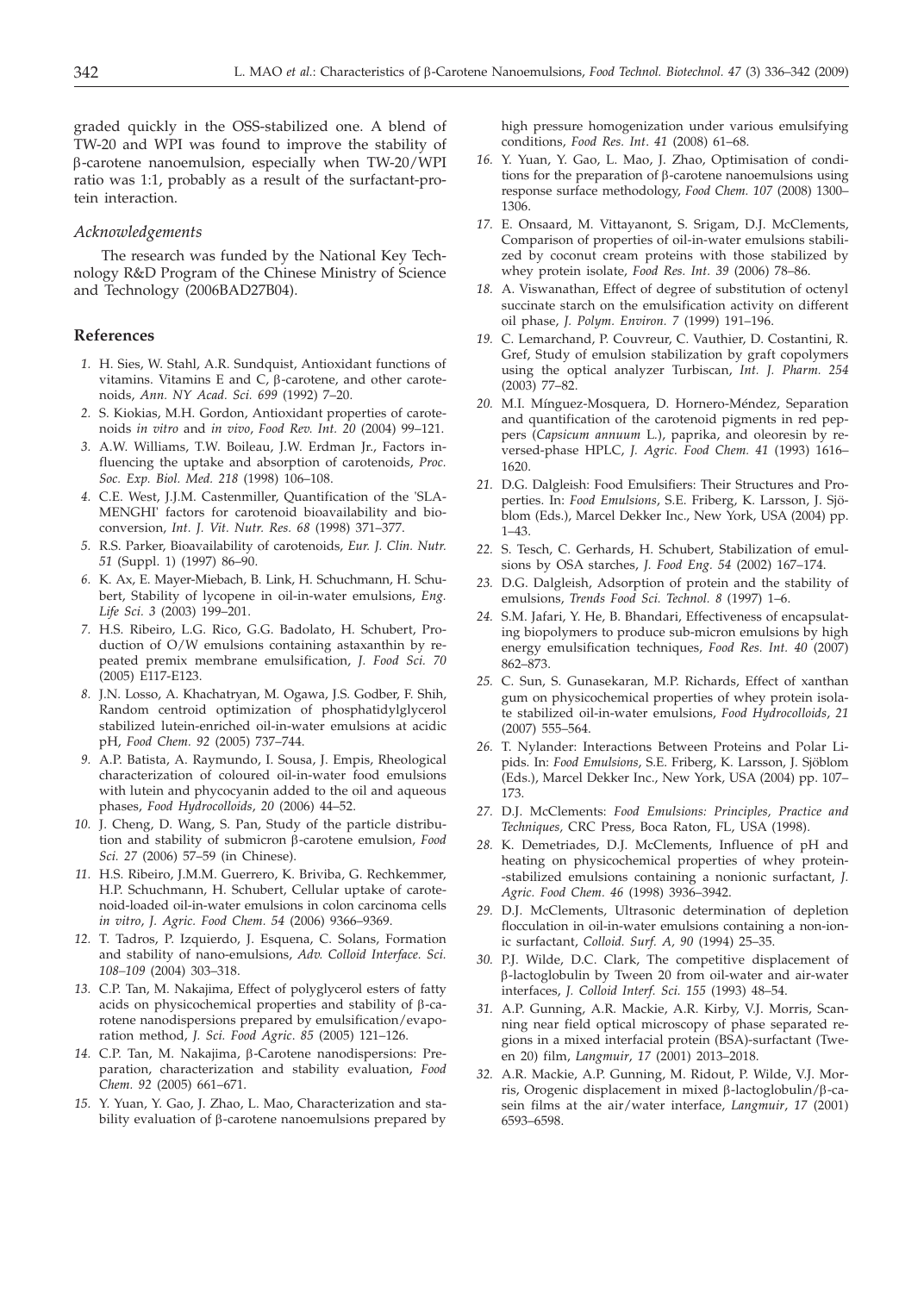graded quickly in the OSS-stabilized one. A blend of TW-20 and WPI was found to improve the stability of β-carotene nanoemulsion, especially when TW-20/WPI ratio was 1:1, probably as a result of the surfactant-protein interaction.

### *Acknowledgements*

The research was funded by the National Key Technology R&D Program of the Chinese Ministry of Science and Technology (2006BAD27B04).

## References

1. H. Sies, W. Stahl, A.R. Sundquist, Antioxidant functions of vitamins. Vitamins E and C, β-carotene, and other carotenoids, *Ann. NY Acad. Sci. 699* (1992) 7–20.
2. S. Kiokias, M.H. Gordon, Antioxidant properties of carotenoids *in vitro* and *in vivo*, *Food Rev. Int. 20* (2004) 99–121.
3. A.W. Williams, T.W. Boileau, J.W. Erdman Jr., Factors influencing the uptake and absorption of carotenoids, *Proc. Soc. Exp. Biol. Med. 218* (1998) 106–108.
4. C.E. West, J.J.M. Castenmiller, Quantification of the 'SLAMENGHI' factors for carotenoid bioavailability and bioconversion, *Int. J. Vit. Nutr. Res. 68* (1998) 371–377.
5. R.S. Parker, Bioavailability of carotenoids, *Eur. J. Clin. Nutr. 51* (Suppl. 1) (1997) 86–90.
6. K. Ax, E. Mayer-Miebach, B. Link, H. Schuchmann, H. Schubert, Stability of lycopene in oil-in-water emulsions, *Eng. Life Sci. 3* (2003) 199–201.
7. H.S. Ribeiro, L.G. Rico, G.G. Badolato, H. Schubert, Production of O/W emulsions containing astaxanthin by repeated premix membrane emulsification, *J. Food Sci. 70* (2005) E117-E123.
8. J.N. Losso, A. Khachatryan, M. Ogawa, J.S. Godber, F. Shih, Random centroid optimization of phosphatidylglycerol stabilized lutein-enriched oil-in-water emulsions at acidic pH, *Food Chem. 92* (2005) 737–744.
9. A.P. Batista, A. Raymundo, I. Sousa, J. Empis, Rheological characterization of coloured oil-in-water food emulsions with lutein and phycocyanin added to the oil and aqueous phases, *Food Hydrocolloids*, *20* (2006) 44–52.
10. J. Cheng, D. Wang, S. Pan, Study of the particle distribution and stability of submicron β-carotene emulsion, *Food Sci. 27* (2006) 57–59 (in Chinese).
11. H.S. Ribeiro, J.M.M. Guerrero, K. Briviba, G. Rechkemmer, H.P. Schuchmann, H. Schubert, Cellular uptake of carotenoid-loaded oil-in-water emulsions in colon carcinoma cells *in vitro*, *J. Agric. Food Chem. 54* (2006) 9366–9369.
12. T. Tadros, P. Izquierdo, J. Esquena, C. Solans, Formation and stability of nano-emulsions, *Adv. Colloid Interface. Sci. 108–109* (2004) 303–318.
13. C.P. Tan, M. Nakajima, Effect of polyglycerol esters of fatty acids on physicochemical properties and stability of β-carotene nanodispersions prepared by emulsification/evaporation method, *J. Sci. Food Agric*. *85* (2005) 121–126.
14. C.P. Tan, M. Nakajima, β-Carotene nanodispersions: Preparation, characterization and stability evaluation, *Food Chem. 92* (2005) 661–671.
15. Y. Yuan, Y. Gao, J. Zhao, L. Mao, Characterization and stability evaluation of β-carotene nanoemulsions prepared by high pressure homogenization under various emulsifying conditions, *Food Res. Int*. *41* (2008) 61–68.
16. Y. Yuan, Y. Gao, L. Mao, J. Zhao, Optimisation of conditions for the preparation of β-carotene nanoemulsions using response surface methodology, *Food Chem. 107* (2008) 1300–1306.
17. E. Onsaard, M. Vittayanont, S. Srigam, D.J. McClements, Comparison of properties of oil-in-water emulsions stabilized by coconut cream proteins with those stabilized by whey protein isolate, *Food Res. Int. 39* (2006) 78–86.
18. A. Viswanathan, Effect of degree of substitution of octenyl succinate starch on the emulsification activity on different oil phase, *J. Polym. Environ. 7* (1999) 191–196.
19. C. Lemarchand, P. Couvreur, C. Vauthier, D. Costantini, R. Gref, Study of emulsion stabilization by graft copolymers using the optical analyzer Turbiscan, *Int. J. Pharm. 254* (2003) 77–82.
20. M.I. Mínguez-Mosquera, D. Hornero-Méndez, Separation and quantification of the carotenoid pigments in red peppers (*Capsicum annuum* L.), paprika, and oleoresin by reversed-phase HPLC, *J. Agric. Food Chem. 41* (1993) 1616–1620.
21. D.G. Dalgleish: Food Emulsifiers: Their Structures and Properties. In: *Food Emulsions*, S.E. Friberg, K. Larsson, J. Sjöblom (Eds.), Marcel Dekker Inc., New York, USA (2004) pp. 1–43.
22. S. Tesch, C. Gerhards, H. Schubert, Stabilization of emulsions by OSA starches, *J. Food Eng. 54* (2002) 167–174.
23. D.G. Dalgleish, Adsorption of protein and the stability of emulsions, *Trends Food Sci. Technol. 8* (1997) 1–6.
24. S.M. Jafari, Y. He, B. Bhandari, Effectiveness of encapsulating biopolymers to produce sub-micron emulsions by high energy emulsification techniques, *Food Res. Int. 40* (2007) 862–873.
25. C. Sun, S. Gunasekaran, M.P. Richards, Effect of xanthan gum on physicochemical properties of whey protein isolate stabilized oil-in-water emulsions, *Food Hydrocolloids*, *21* (2007) 555–564.
26. T. Nylander: Interactions Between Proteins and Polar Lipids. In: *Food Emulsions*, S.E. Friberg, K. Larsson, J. Sjöblom (Eds.), Marcel Dekker Inc., New York, USA (2004) pp. 107–173.
27. D.J. McClements: *Food Emulsions: Principles, Practice and Techniques,* CRC Press, Boca Raton, FL, USA (1998).
28. K. Demetriades, D.J. McClements, Influence of pH and heating on physicochemical properties of whey protein-stabilized emulsions containing a nonionic surfactant, *J. Agric. Food Chem. 46* (1998) 3936–3942.
29. D.J. McClements, Ultrasonic determination of depletion flocculation in oil-in-water emulsions containing a non-ionic surfactant, *Colloid. Surf. A, 90* (1994) 25–35.
30. P.J. Wilde, D.C. Clark, The competitive displacement of β-lactoglobulin by Tween 20 from oil-water and air-water interfaces, *J. Colloid Interf. Sci. 155* (1993) 48–54.
31. A.P. Gunning, A.R. Mackie, A.R. Kirby, V.J. Morris, Scanning near field optical microscopy of phase separated regions in a mixed interfacial protein (BSA)-surfactant (Tween 20) film, *Langmuir*, *17* (2001) 2013–2018.
32. A.R. Mackie, A.P. Gunning, M. Ridout, P. Wilde, V.J. Morris, Orogenic displacement in mixed β-lactoglobulin/β-casein films at the air/water interface, *Langmuir*, *17* (2001) 6593–6598.